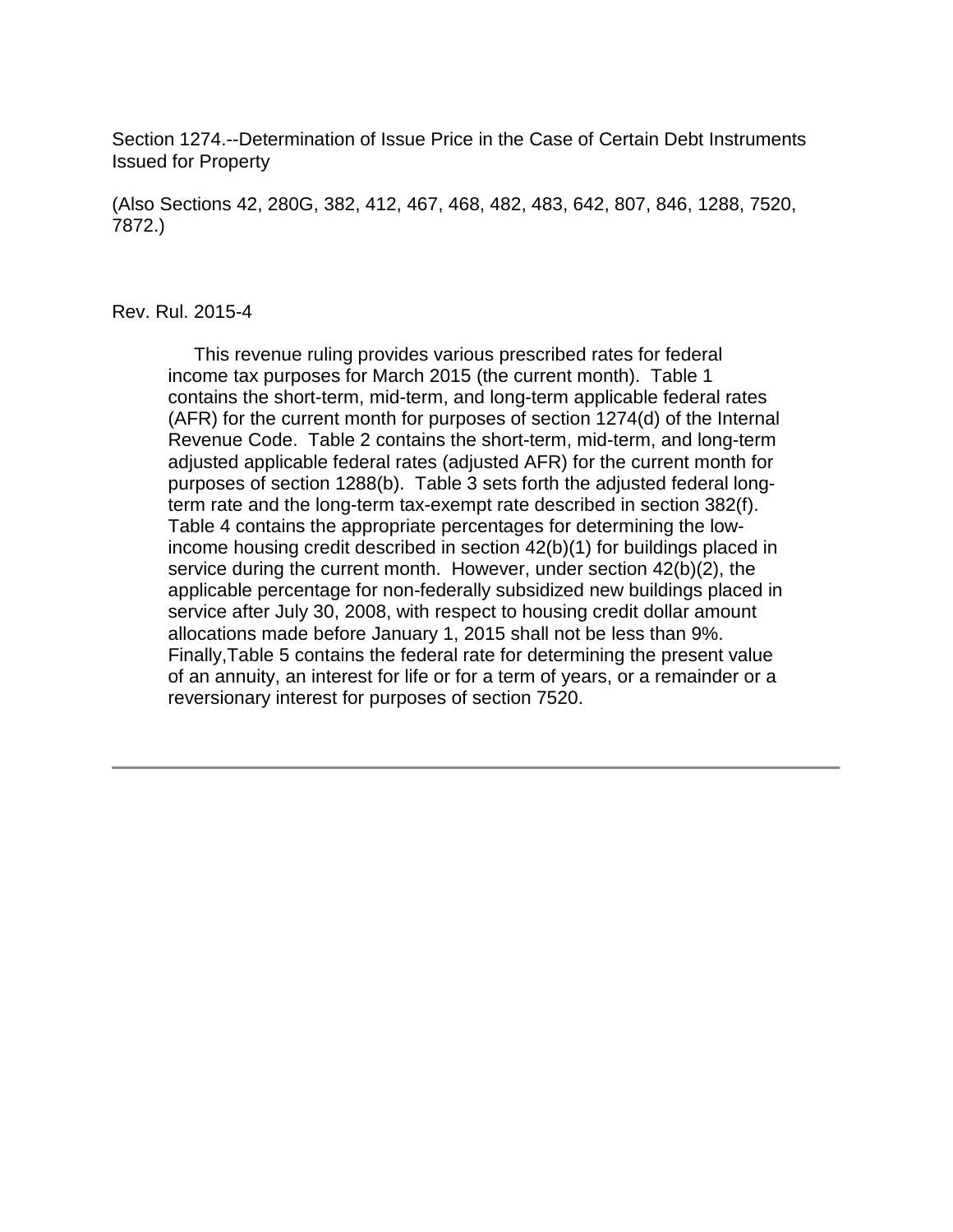Section 1274.--Determination of Issue Price in the Case of Certain Debt Instruments Issued for Property

(Also Sections 42, 280G, 382, 412, 467, 468, 482, 483, 642, 807, 846, 1288, 7520, 7872.)

Rev. Rul. 2015-4

This revenue ruling provides various prescribed rates for federal income tax purposes for March 2015 (the current month). Table 1 contains the short-term, mid-term, and long-term applicable federal rates (AFR) for the current month for purposes of section 1274(d) of the Internal Revenue Code. Table 2 contains the short-term, mid-term, and long-term adjusted applicable federal rates (adjusted AFR) for the current month for purposes of section 1288(b). Table 3 sets forth the adjusted federal long-term rate and the long-term tax-exempt rate described in section 382(f). Table 4 contains the appropriate percentages for determining the low-income housing credit described in section 42(b)(1) for buildings placed in service during the current month. However, under section 42(b)(2), the applicable percentage for non-federally subsidized new buildings placed in service after July 30, 2008, with respect to housing credit dollar amount allocations made before January 1, 2015 shall not be less than 9%. Finally,Table 5 contains the federal rate for determining the present value of an annuity, an interest for life or for a term of years, or a remainder or a reversionary interest for purposes of section 7520.

---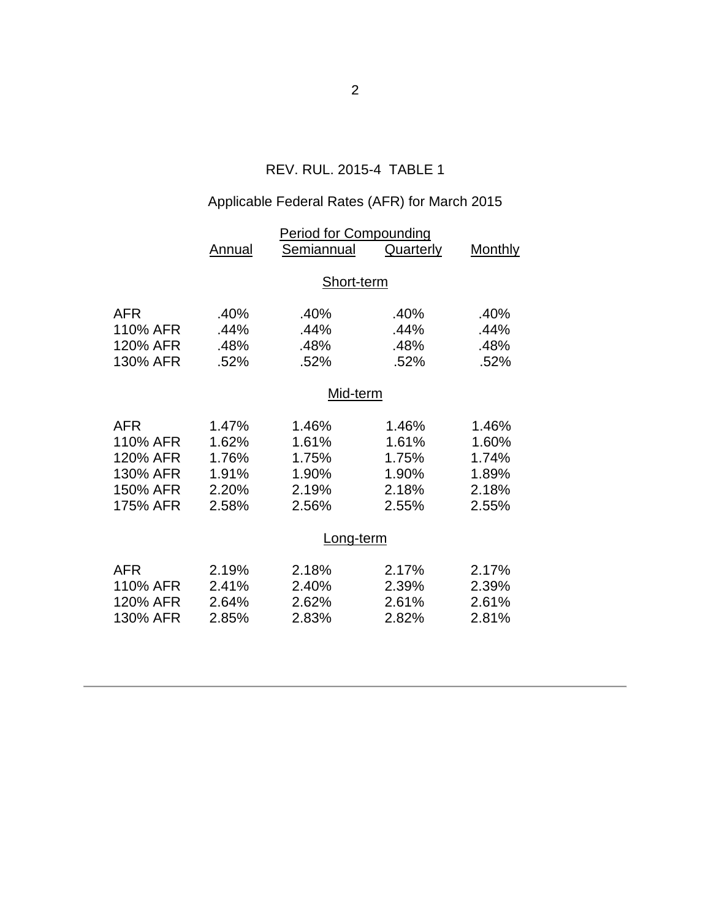## REV. RUL. 2015-4 TABLE 1

### Applicable Federal Rates (AFR) for March 2015

| | Period for Compounding | | | |
|---|---|---|---|---|
| | Annual | Semiannual | Quarterly | Monthly |
| | | **Short-term** | | |
| AFR | .40% | .40% | .40% | .40% |
| 110% AFR | .44% | .44% | .44% | .44% |
| 120% AFR | .48% | .48% | .48% | .48% |
| 130% AFR | .52% | .52% | .52% | .52% |
| | | **Mid-term** | | |
| AFR | 1.47% | 1.46% | 1.46% | 1.46% |
| 110% AFR | 1.62% | 1.61% | 1.61% | 1.60% |
| 120% AFR | 1.76% | 1.75% | 1.75% | 1.74% |
| 130% AFR | 1.91% | 1.90% | 1.90% | 1.89% |
| 150% AFR | 2.20% | 2.19% | 2.18% | 2.18% |
| 175% AFR | 2.58% | 2.56% | 2.55% | 2.55% |
| | | **Long-term** | | |
| AFR | 2.19% | 2.18% | 2.17% | 2.17% |
| 110% AFR | 2.41% | 2.40% | 2.39% | 2.39% |
| 120% AFR | 2.64% | 2.62% | 2.61% | 2.61% |
| 130% AFR | 2.85% | 2.83% | 2.82% | 2.81% |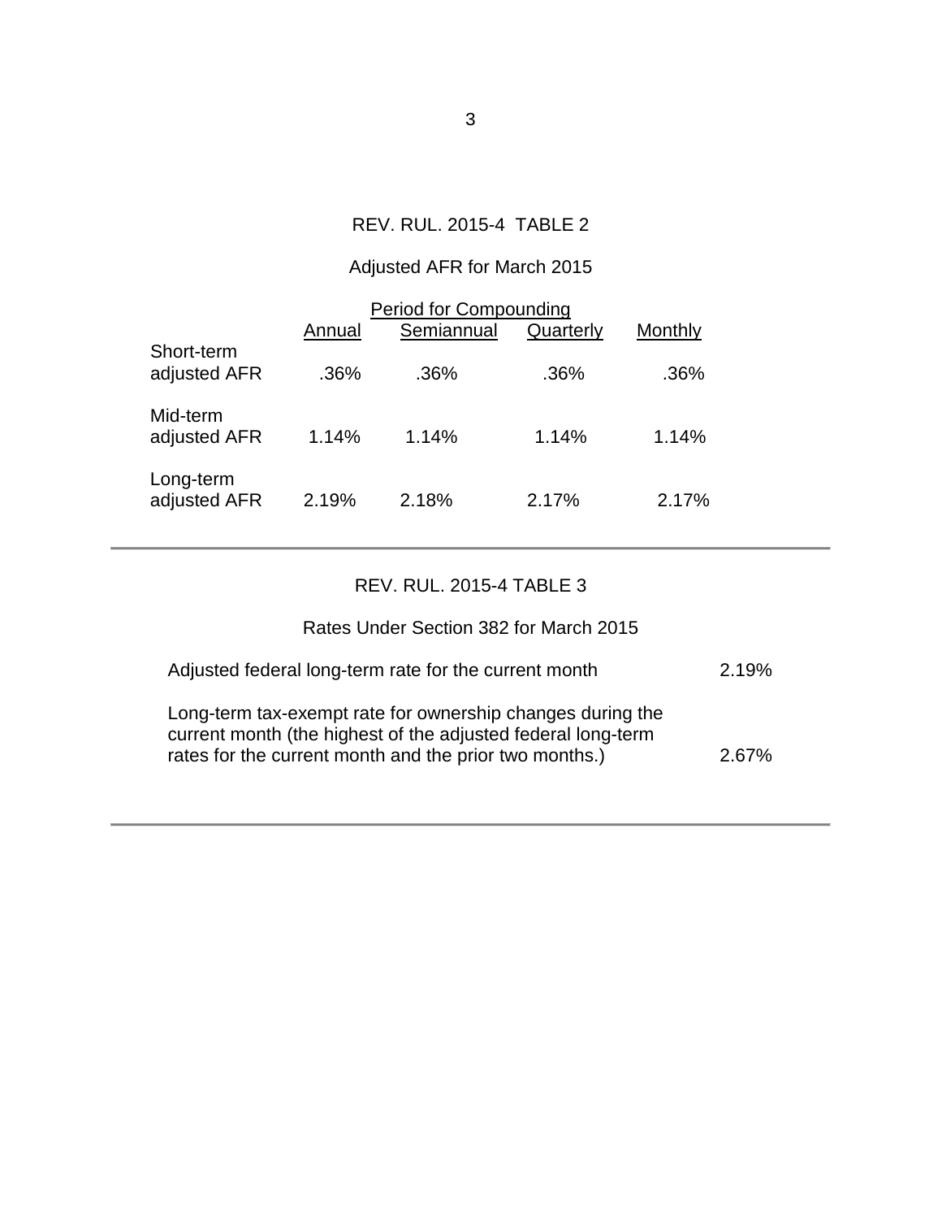REV. RUL. 2015-4 TABLE 2

Adjusted AFR for March 2015

| | Period for Compounding | | | |
|---|---|---|---|---|
| | Annual | Semiannual | Quarterly | Monthly |
| Short-term adjusted AFR | .36% | .36% | .36% | .36% |
| Mid-term adjusted AFR | 1.14% | 1.14% | 1.14% | 1.14% |
| Long-term adjusted AFR | 2.19% | 2.18% | 2.17% | 2.17% |

---

REV. RUL. 2015-4 TABLE 3

Rates Under Section 382 for March 2015

| | |
|---|---|
| Adjusted federal long-term rate for the current month | 2.19% |
| Long-term tax-exempt rate for ownership changes during the current month (the highest of the adjusted federal long-term rates for the current month and the prior two months.) | 2.67% |

---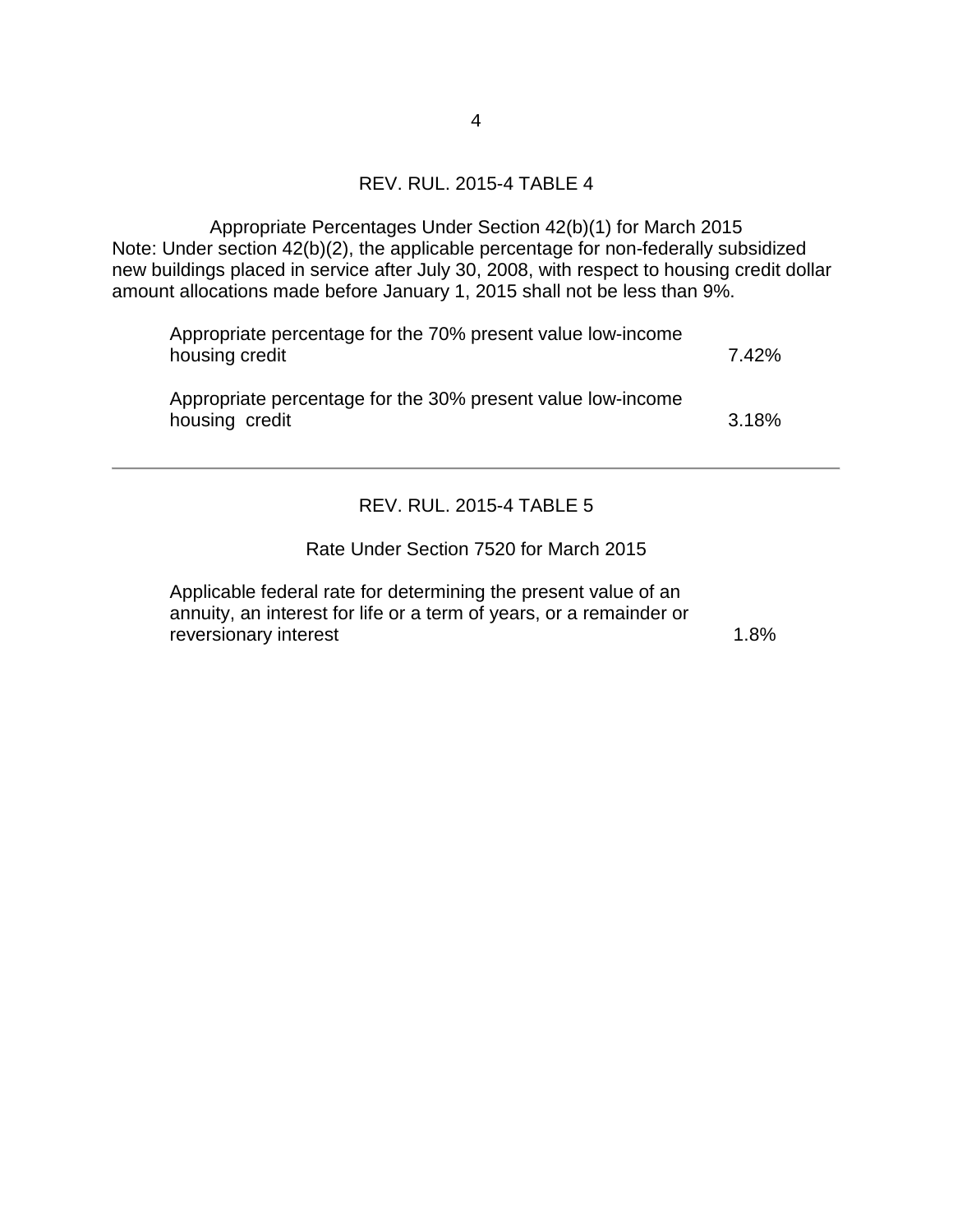## REV. RUL. 2015-4 TABLE 4

### Appropriate Percentages Under Section 42(b)(1) for March 2015

Note: Under section 42(b)(2), the applicable percentage for non-federally subsidized new buildings placed in service after July 30, 2008, with respect to housing credit dollar amount allocations made before January 1, 2015 shall not be less than 9%.

| | |
|---|---|
| Appropriate percentage for the 70% present value low-income housing credit | 7.42% |
| Appropriate percentage for the 30% present value low-income housing credit | 3.18% |

---

## REV. RUL. 2015-4 TABLE 5

### Rate Under Section 7520 for March 2015

| | |
|---|---|
| Applicable federal rate for determining the present value of an annuity, an interest for life or a term of years, or a remainder or reversionary interest | 1.8% |